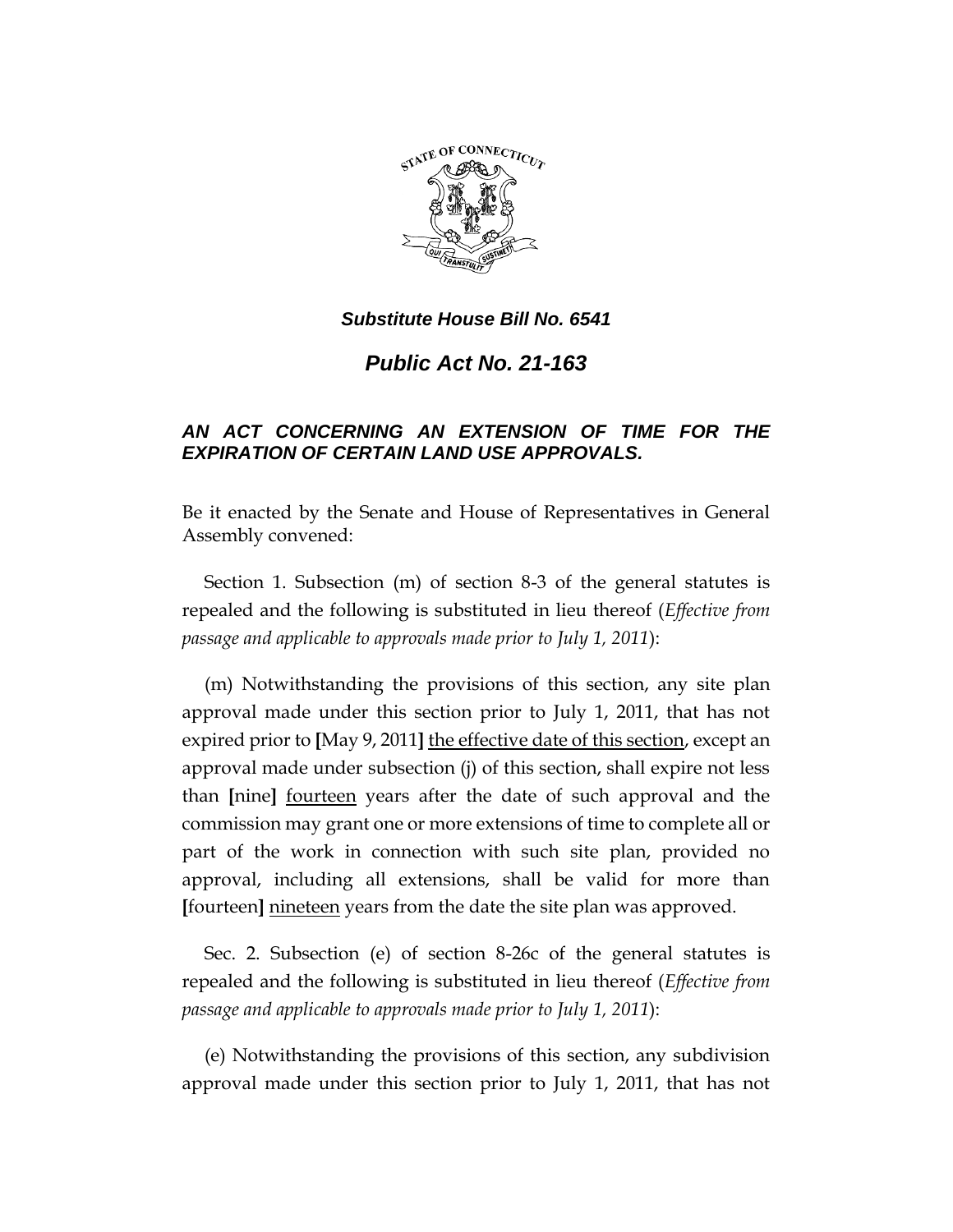***Substitute House Bill No. 6541***

# ***Public Act No. 21-163***

### ***AN ACT CONCERNING AN EXTENSION OF TIME FOR THE EXPIRATION OF CERTAIN LAND USE APPROVALS.***

Be it enacted by the Senate and House of Representatives in General Assembly convened:

Section 1. Subsection (m) of section 8-3 of the general statutes is repealed and the following is substituted in lieu thereof (*Effective from passage and applicable to approvals made prior to July 1, 2011*):

(m) Notwithstanding the provisions of this section, any site plan approval made under this section prior to July 1, 2011, that has not expired prior to **[**May 9, 2011**]** <u>the effective date of this section</u>, except an approval made under subsection (j) of this section, shall expire not less than **[**nine**]** <u>fourteen</u> years after the date of such approval and the commission may grant one or more extensions of time to complete all or part of the work in connection with such site plan, provided no approval, including all extensions, shall be valid for more than **[**fourteen**]** <u>nineteen</u> years from the date the site plan was approved.

Sec. 2. Subsection (e) of section 8-26c of the general statutes is repealed and the following is substituted in lieu thereof (*Effective from passage and applicable to approvals made prior to July 1, 2011*):

(e) Notwithstanding the provisions of this section, any subdivision approval made under this section prior to July 1, 2011, that has not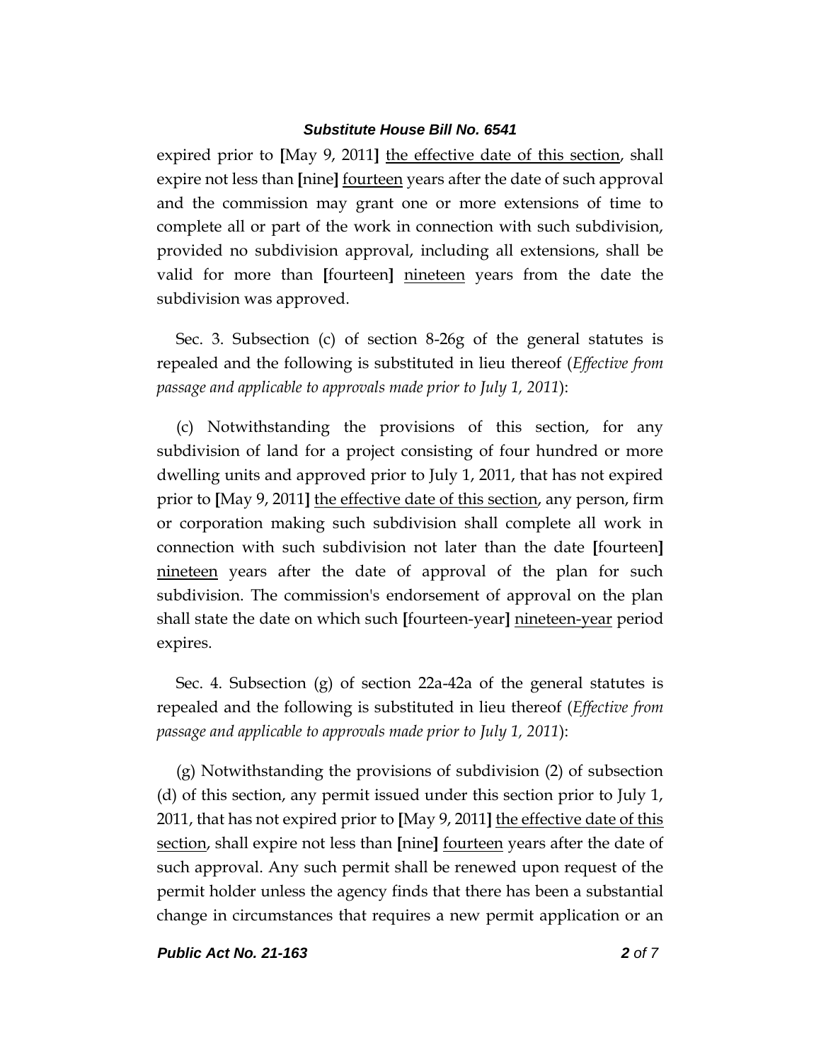expired prior to **[**May 9, 2011**]** <u>the effective date of this section</u>, shall expire not less than **[**nine**]** <u>fourteen</u> years after the date of such approval and the commission may grant one or more extensions of time to complete all or part of the work in connection with such subdivision, provided no subdivision approval, including all extensions, shall be valid for more than **[**fourteen**]** <u>nineteen</u> years from the date the subdivision was approved.

Sec. 3. Subsection (c) of section 8-26g of the general statutes is repealed and the following is substituted in lieu thereof (*Effective from passage and applicable to approvals made prior to July 1, 2011*):

(c) Notwithstanding the provisions of this section, for any subdivision of land for a project consisting of four hundred or more dwelling units and approved prior to July 1, 2011, that has not expired prior to **[**May 9, 2011**]** <u>the effective date of this section</u>, any person, firm or corporation making such subdivision shall complete all work in connection with such subdivision not later than the date **[**fourteen**]** <u>nineteen</u> years after the date of approval of the plan for such subdivision. The commission's endorsement of approval on the plan shall state the date on which such **[**fourteen-year**]** <u>nineteen-year</u> period expires.

Sec. 4. Subsection (g) of section 22a-42a of the general statutes is repealed and the following is substituted in lieu thereof (*Effective from passage and applicable to approvals made prior to July 1, 2011*):

(g) Notwithstanding the provisions of subdivision (2) of subsection (d) of this section, any permit issued under this section prior to July 1, 2011, that has not expired prior to **[**May 9, 2011**]** <u>the effective date of this section</u>, shall expire not less than **[**nine**]** <u>fourteen</u> years after the date of such approval. Any such permit shall be renewed upon request of the permit holder unless the agency finds that there has been a substantial change in circumstances that requires a new permit application or an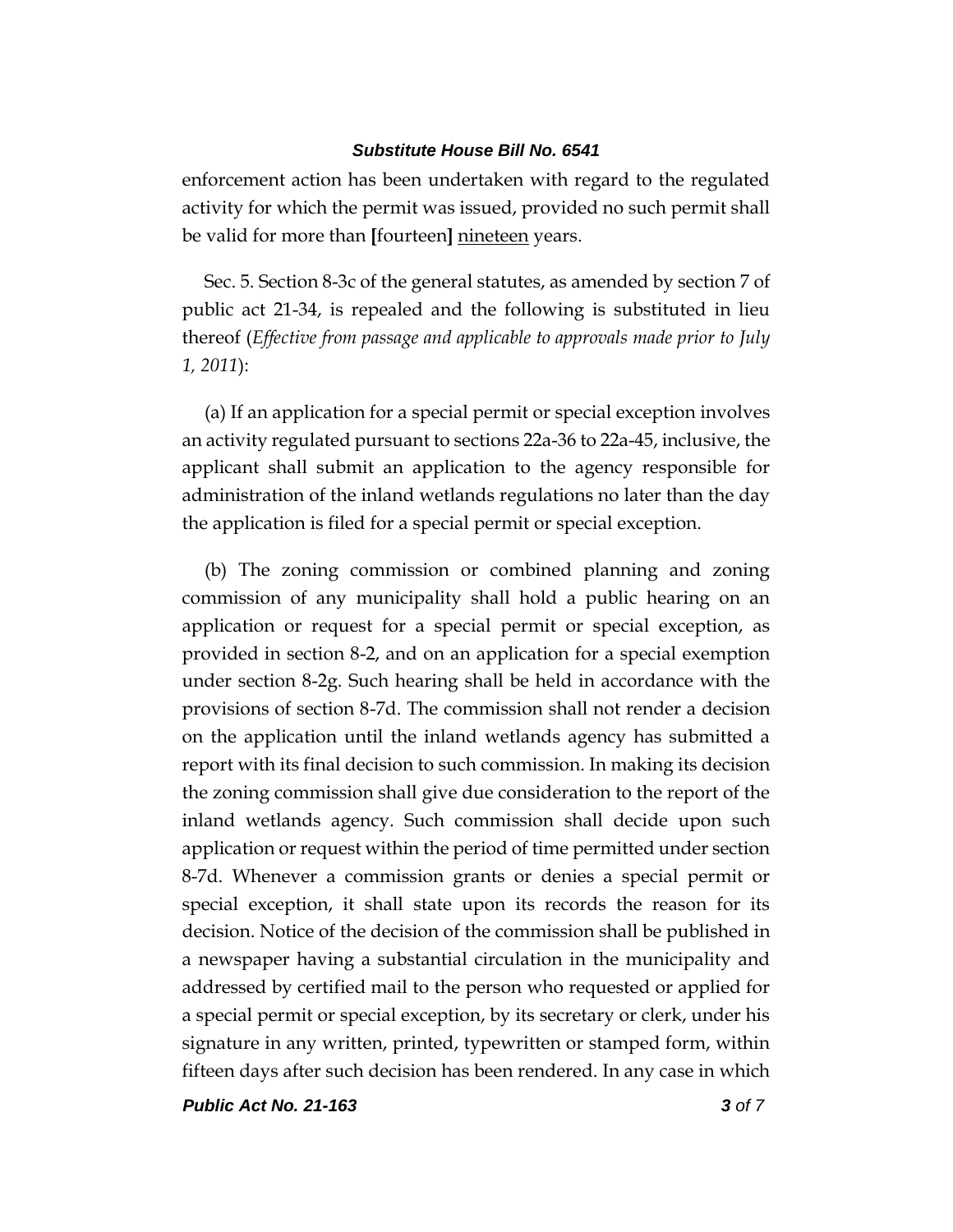enforcement action has been undertaken with regard to the regulated activity for which the permit was issued, provided no such permit shall be valid for more than [fourteen] <u>nineteen</u> years.

Sec. 5. Section 8-3c of the general statutes, as amended by section 7 of public act 21-34, is repealed and the following is substituted in lieu thereof (*Effective from passage and applicable to approvals made prior to July 1, 2011*):

(a) If an application for a special permit or special exception involves an activity regulated pursuant to sections 22a-36 to 22a-45, inclusive, the applicant shall submit an application to the agency responsible for administration of the inland wetlands regulations no later than the day the application is filed for a special permit or special exception.

(b) The zoning commission or combined planning and zoning commission of any municipality shall hold a public hearing on an application or request for a special permit or special exception, as provided in section 8-2, and on an application for a special exemption under section 8-2g. Such hearing shall be held in accordance with the provisions of section 8-7d. The commission shall not render a decision on the application until the inland wetlands agency has submitted a report with its final decision to such commission. In making its decision the zoning commission shall give due consideration to the report of the inland wetlands agency. Such commission shall decide upon such application or request within the period of time permitted under section 8-7d. Whenever a commission grants or denies a special permit or special exception, it shall state upon its records the reason for its decision. Notice of the decision of the commission shall be published in a newspaper having a substantial circulation in the municipality and addressed by certified mail to the person who requested or applied for a special permit or special exception, by its secretary or clerk, under his signature in any written, printed, typewritten or stamped form, within fifteen days after such decision has been rendered. In any case in which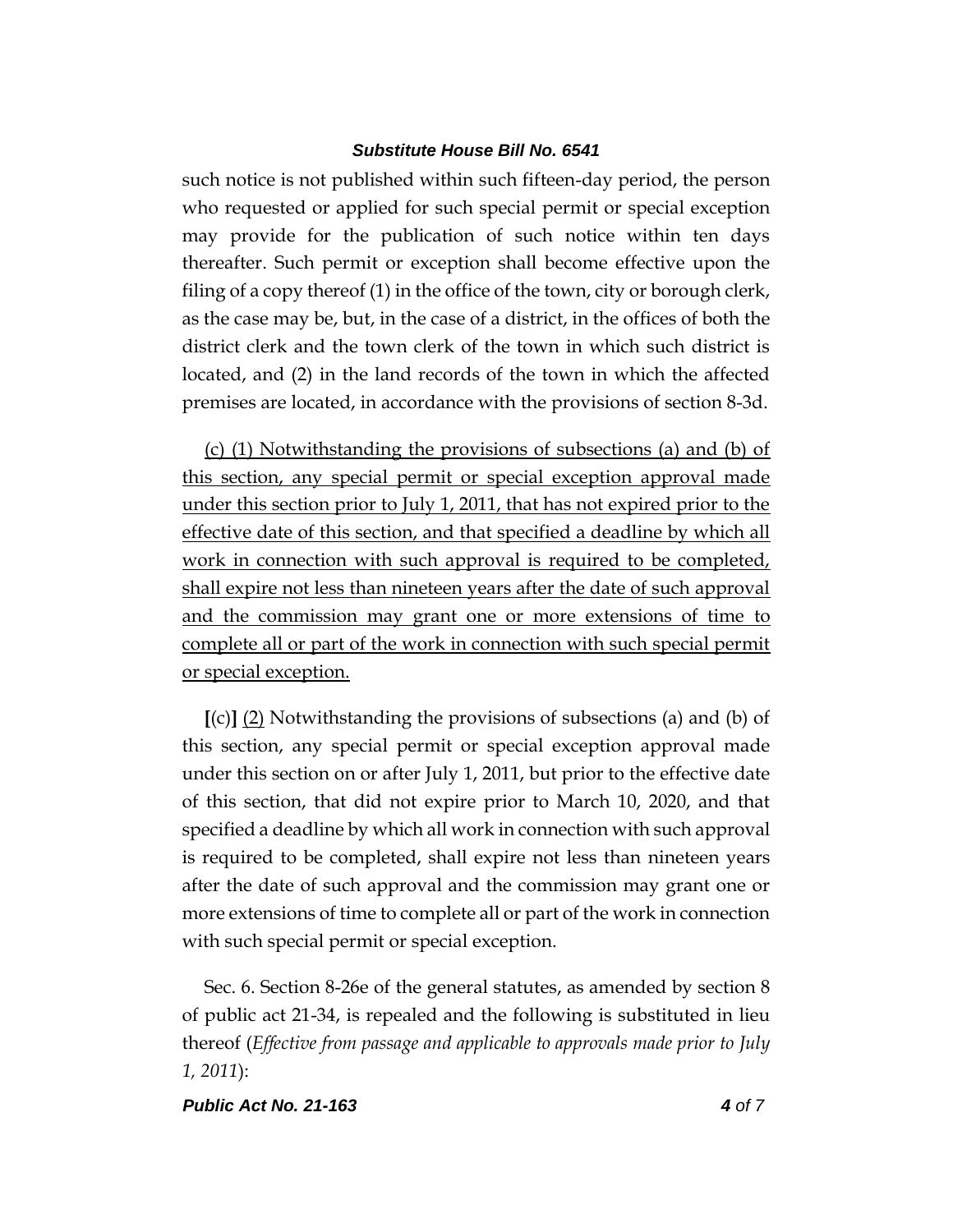such notice is not published within such fifteen-day period, the person who requested or applied for such special permit or special exception may provide for the publication of such notice within ten days thereafter. Such permit or exception shall become effective upon the filing of a copy thereof (1) in the office of the town, city or borough clerk, as the case may be, but, in the case of a district, in the offices of both the district clerk and the town clerk of the town in which such district is located, and (2) in the land records of the town in which the affected premises are located, in accordance with the provisions of section 8-3d.

<u>(c) (1) Notwithstanding the provisions of subsections (a) and (b) of this section, any special permit or special exception approval made under this section prior to July 1, 2011, that has not expired prior to the effective date of this section, and that specified a deadline by which all work in connection with such approval is required to be completed, shall expire not less than nineteen years after the date of such approval and the commission may grant one or more extensions of time to complete all or part of the work in connection with such special permit or special exception.</u>

**[**(c)**]** <u>(2)</u> Notwithstanding the provisions of subsections (a) and (b) of this section, any special permit or special exception approval made under this section on or after July 1, 2011, but prior to the effective date of this section, that did not expire prior to March 10, 2020, and that specified a deadline by which all work in connection with such approval is required to be completed, shall expire not less than nineteen years after the date of such approval and the commission may grant one or more extensions of time to complete all or part of the work in connection with such special permit or special exception.

Sec. 6. Section 8-26e of the general statutes, as amended by section 8 of public act 21-34, is repealed and the following is substituted in lieu thereof (*Effective from passage and applicable to approvals made prior to July 1, 2011*):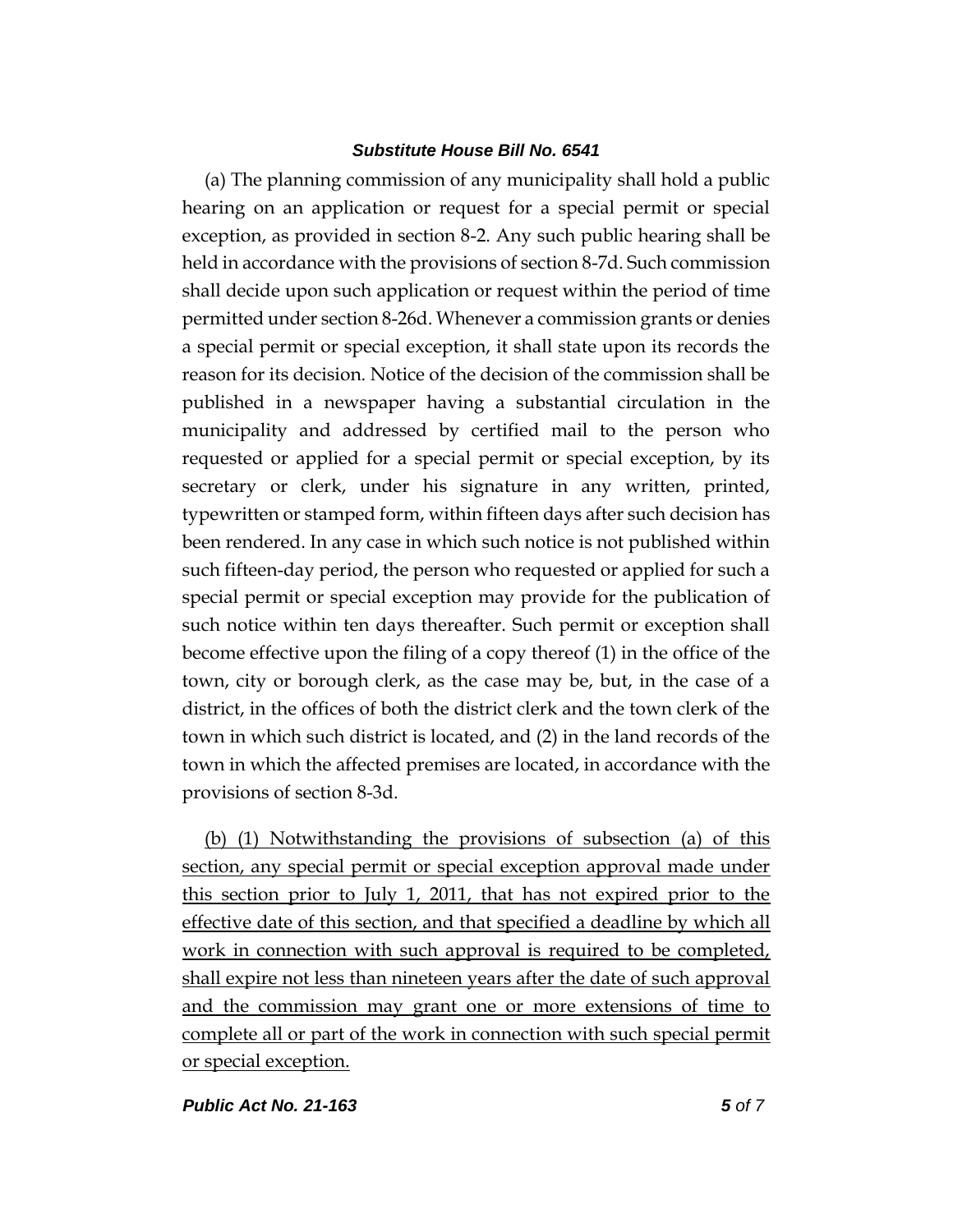(a) The planning commission of any municipality shall hold a public hearing on an application or request for a special permit or special exception, as provided in section 8-2. Any such public hearing shall be held in accordance with the provisions of section 8-7d. Such commission shall decide upon such application or request within the period of time permitted under section 8-26d. Whenever a commission grants or denies a special permit or special exception, it shall state upon its records the reason for its decision. Notice of the decision of the commission shall be published in a newspaper having a substantial circulation in the municipality and addressed by certified mail to the person who requested or applied for a special permit or special exception, by its secretary or clerk, under his signature in any written, printed, typewritten or stamped form, within fifteen days after such decision has been rendered. In any case in which such notice is not published within such fifteen-day period, the person who requested or applied for such a special permit or special exception may provide for the publication of such notice within ten days thereafter. Such permit or exception shall become effective upon the filing of a copy thereof (1) in the office of the town, city or borough clerk, as the case may be, but, in the case of a district, in the offices of both the district clerk and the town clerk of the town in which such district is located, and (2) in the land records of the town in which the affected premises are located, in accordance with the provisions of section 8-3d.

<u>(b) (1) Notwithstanding the provisions of subsection (a) of this section, any special permit or special exception approval made under this section prior to July 1, 2011, that has not expired prior to the effective date of this section, and that specified a deadline by which all work in connection with such approval is required to be completed, shall expire not less than nineteen years after the date of such approval and the commission may grant one or more extensions of time to complete all or part of the work in connection with such special permit or special exception.</u>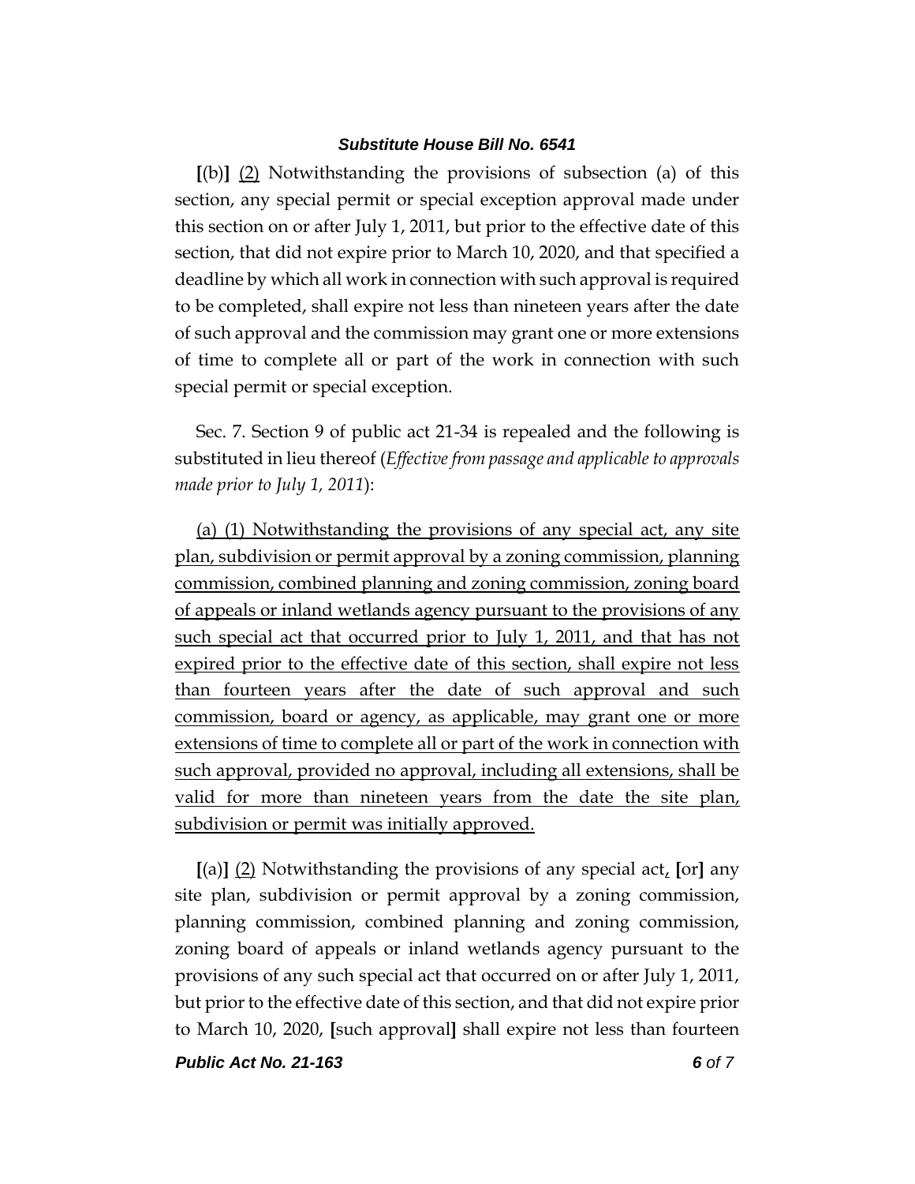[(b)] (2) Notwithstanding the provisions of subsection (a) of this section, any special permit or special exception approval made under this section on or after July 1, 2011, but prior to the effective date of this section, that did not expire prior to March 10, 2020, and that specified a deadline by which all work in connection with such approval is required to be completed, shall expire not less than nineteen years after the date of such approval and the commission may grant one or more extensions of time to complete all or part of the work in connection with such special permit or special exception.

Sec. 7. Section 9 of public act 21-34 is repealed and the following is substituted in lieu thereof (*Effective from passage and applicable to approvals made prior to July 1, 2011*):

(a) (1) Notwithstanding the provisions of any special act, any site plan, subdivision or permit approval by a zoning commission, planning commission, combined planning and zoning commission, zoning board of appeals or inland wetlands agency pursuant to the provisions of any such special act that occurred prior to July 1, 2011, and that has not expired prior to the effective date of this section, shall expire not less than fourteen years after the date of such approval and such commission, board or agency, as applicable, may grant one or more extensions of time to complete all or part of the work in connection with such approval, provided no approval, including all extensions, shall be valid for more than nineteen years from the date the site plan, subdivision or permit was initially approved.

[(a)] (2) Notwithstanding the provisions of any special act, [or] any site plan, subdivision or permit approval by a zoning commission, planning commission, combined planning and zoning commission, zoning board of appeals or inland wetlands agency pursuant to the provisions of any such special act that occurred on or after July 1, 2011, but prior to the effective date of this section, and that did not expire prior to March 10, 2020, [such approval] shall expire not less than fourteen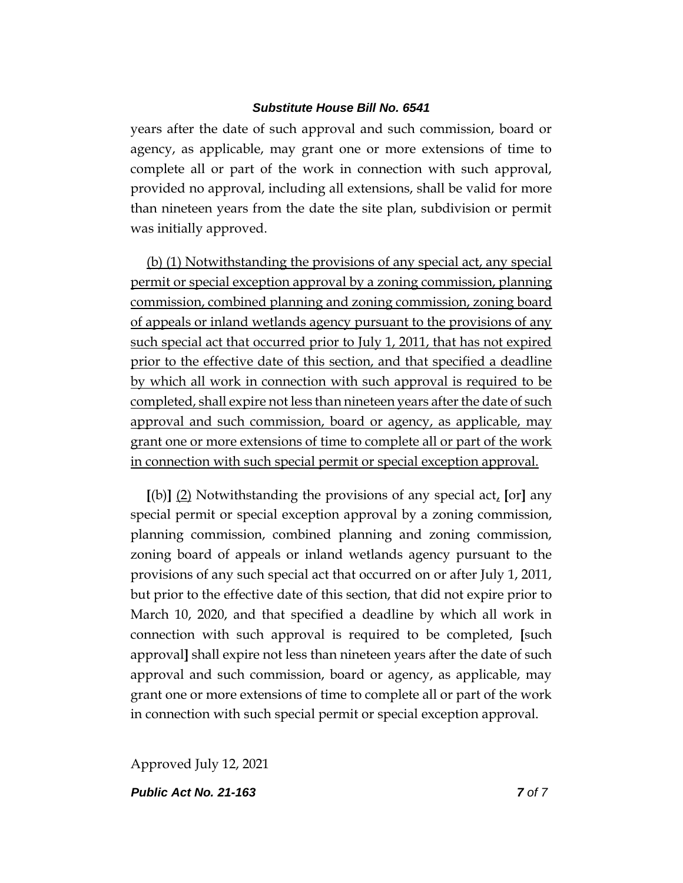years after the date of such approval and such commission, board or agency, as applicable, may grant one or more extensions of time to complete all or part of the work in connection with such approval, provided no approval, including all extensions, shall be valid for more than nineteen years from the date the site plan, subdivision or permit was initially approved.

<u>(b) (1) Notwithstanding the provisions of any special act, any special permit or special exception approval by a zoning commission, planning commission, combined planning and zoning commission, zoning board of appeals or inland wetlands agency pursuant to the provisions of any such special act that occurred prior to July 1, 2011, that has not expired prior to the effective date of this section, and that specified a deadline by which all work in connection with such approval is required to be completed, shall expire not less than nineteen years after the date of such approval and such commission, board or agency, as applicable, may grant one or more extensions of time to complete all or part of the work in connection with such special permit or special exception approval.</u>

**[**(b)**]** <u>(2)</u> Notwithstanding the provisions of any special act<u>,</u> **[**or**]** any special permit or special exception approval by a zoning commission, planning commission, combined planning and zoning commission, zoning board of appeals or inland wetlands agency pursuant to the provisions of any such special act that occurred on or after July 1, 2011, but prior to the effective date of this section, that did not expire prior to March 10, 2020, and that specified a deadline by which all work in connection with such approval is required to be completed, **[**such approval**]** shall expire not less than nineteen years after the date of such approval and such commission, board or agency, as applicable, may grant one or more extensions of time to complete all or part of the work in connection with such special permit or special exception approval.

Approved July 12, 2021